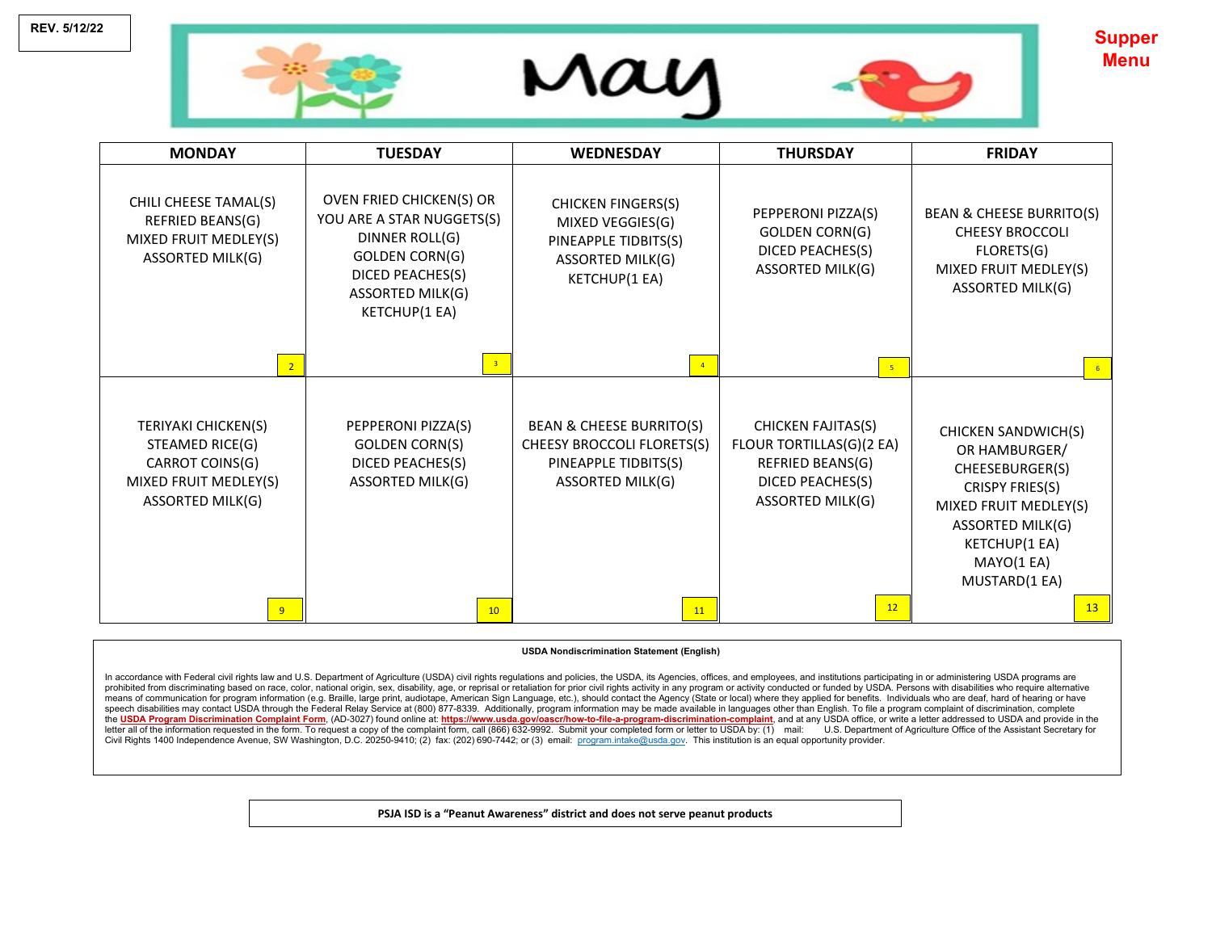REV. 5/12/22

# May

**Supper Menu**

| MONDAY | TUESDAY | WEDNESDAY | THURSDAY | FRIDAY |
|---|---|---|---|---|
| CHILI CHEESE TAMAL(S)<br>REFRIED BEANS(G)<br>MIXED FRUIT MEDLEY(S)<br>ASSORTED MILK(G)<br>2 | OVEN FRIED CHICKEN(S) OR YOU ARE A STAR NUGGETS(S)<br>DINNER ROLL(G)<br>GOLDEN CORN(G)<br>DICED PEACHES(S)<br>ASSORTED MILK(G)<br>KETCHUP(1 EA)<br>3 | CHICKEN FINGERS(S)<br>MIXED VEGGIES(G)<br>PINEAPPLE TIDBITS(S)<br>ASSORTED MILK(G)<br>KETCHUP(1 EA)<br>4 | PEPPERONI PIZZA(S)<br>GOLDEN CORN(G)<br>DICED PEACHES(S)<br>ASSORTED MILK(G)<br>5 | BEAN & CHEESE BURRITO(S)<br>CHEESY BROCCOLI FLORETS(G)<br>MIXED FRUIT MEDLEY(S)<br>ASSORTED MILK(G)<br>6 |
| TERIYAKI CHICKEN(S)<br>STEAMED RICE(G)<br>CARROT COINS(G)<br>MIXED FRUIT MEDLEY(S)<br>ASSORTED MILK(G)<br>9 | PEPPERONI PIZZA(S)<br>GOLDEN CORN(S)<br>DICED PEACHES(S)<br>ASSORTED MILK(G)<br>10 | BEAN & CHEESE BURRITO(S)<br>CHEESY BROCCOLI FLORETS(S)<br>PINEAPPLE TIDBITS(S)<br>ASSORTED MILK(G)<br>11 | CHICKEN FAJITAS(S)<br>FLOUR TORTILLAS(G)(2 EA)<br>REFRIED BEANS(G)<br>DICED PEACHES(S)<br>ASSORTED MILK(G)<br>12 | CHICKEN SANDWICH(S) OR HAMBURGER/ CHEESEBURGER(S)<br>CRISPY FRIES(S)<br>MIXED FRUIT MEDLEY(S)<br>ASSORTED MILK(G)<br>KETCHUP(1 EA)<br>MAYO(1 EA)<br>MUSTARD(1 EA)<br>13 |

**USDA Nondiscrimination Statement (English)**

In accordance with Federal civil rights law and U.S. Department of Agriculture (USDA) civil rights regulations and policies, the USDA, its Agencies, offices, and employees, and institutions participating in or administering USDA programs are prohibited from discriminating based on race, color, national origin, sex, disability, age, or reprisal or retaliation for prior civil rights activity in any program or activity conducted or funded by USDA. Persons with disabilities who require alternative means of communication for program information (e.g. Braille, large print, audiotape, American Sign Language, etc.), should contact the Agency (State or local) where they applied for benefits. Individuals who are deaf, hard of hearing or have speech disabilities may contact USDA through the Federal Relay Service at (800) 877-8339. Additionally, program information may be made available in languages other than English. To file a program complaint of discrimination, complete the **USDA Program Discrimination Complaint Form**, (AD-3027) found online at: **https://www.usda.gov/oascr/how-to-file-a-program-discrimination-complaint**, and at any USDA office, or write a letter addressed to USDA and provide in the letter all of the information requested in the form. To request a copy of the complaint form, call (866) 632-9992. Submit your completed form or letter to USDA by: (1) mail: U.S. Department of Agriculture Office of the Assistant Secretary for Civil Rights 1400 Independence Avenue, SW Washington, D.C. 20250-9410; (2) fax: (202) 690-7442; or (3) email: program.intake@usda.gov. This institution is an equal opportunity provider.

**PSJA ISD is a "Peanut Awareness" district and does not serve peanut products**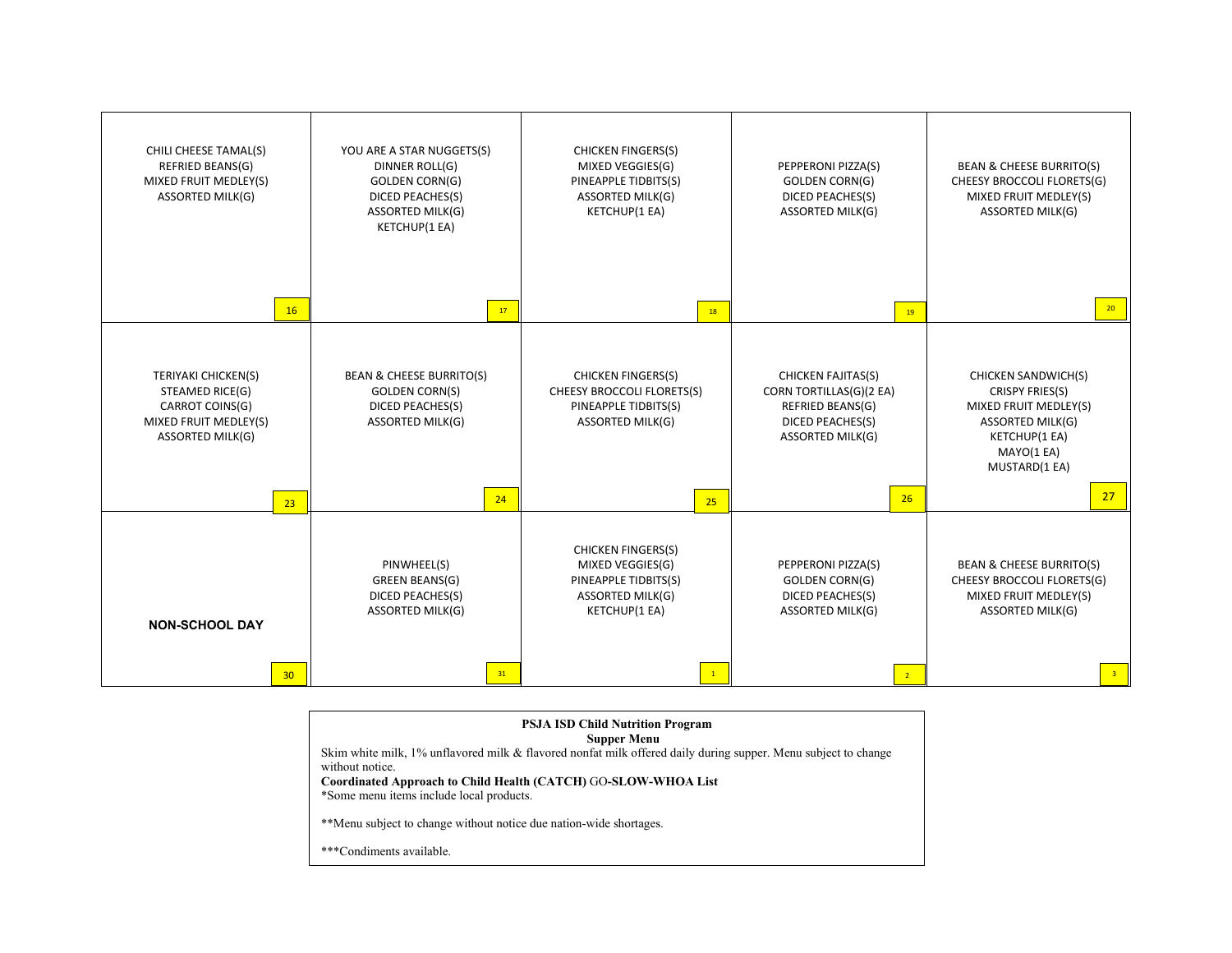| | | | | |
|---|---|---|---|---|
| CHILI CHEESE TAMAL(S)<br>REFRIED BEANS(G)<br>MIXED FRUIT MEDLEY(S)<br>ASSORTED MILK(G)<br><br>16 | YOU ARE A STAR NUGGETS(S)<br>DINNER ROLL(G)<br>GOLDEN CORN(G)<br>DICED PEACHES(S)<br>ASSORTED MILK(G)<br>KETCHUP(1 EA)<br><br>17 | CHICKEN FINGERS(S)<br>MIXED VEGGIES(G)<br>PINEAPPLE TIDBITS(S)<br>ASSORTED MILK(G)<br>KETCHUP(1 EA)<br><br>18 | PEPPERONI PIZZA(S)<br>GOLDEN CORN(G)<br>DICED PEACHES(S)<br>ASSORTED MILK(G)<br><br>19 | BEAN & CHEESE BURRITO(S)<br>CHEESY BROCCOLI FLORETS(G)<br>MIXED FRUIT MEDLEY(S)<br>ASSORTED MILK(G)<br><br>20 |
| TERIYAKI CHICKEN(S)<br>STEAMED RICE(G)<br>CARROT COINS(G)<br>MIXED FRUIT MEDLEY(S)<br>ASSORTED MILK(G)<br><br>23 | BEAN & CHEESE BURRITO(S)<br>GOLDEN CORN(S)<br>DICED PEACHES(S)<br>ASSORTED MILK(G)<br><br>24 | CHICKEN FINGERS(S)<br>CHEESY BROCCOLI FLORETS(S)<br>PINEAPPLE TIDBITS(S)<br>ASSORTED MILK(G)<br><br>25 | CHICKEN FAJITAS(S)<br>CORN TORTILLAS(G)(2 EA)<br>REFRIED BEANS(G)<br>DICED PEACHES(S)<br>ASSORTED MILK(G)<br><br>26 | CHICKEN SANDWICH(S)<br>CRISPY FRIES(S)<br>MIXED FRUIT MEDLEY(S)<br>ASSORTED MILK(G)<br>KETCHUP(1 EA)<br>MAYO(1 EA)<br>MUSTARD(1 EA)<br><br>27 |
| **NON-SCHOOL DAY**<br><br>30 | PINWHEEL(S)<br>GREEN BEANS(G)<br>DICED PEACHES(S)<br>ASSORTED MILK(G)<br><br>31 | CHICKEN FINGERS(S)<br>MIXED VEGGIES(G)<br>PINEAPPLE TIDBITS(S)<br>ASSORTED MILK(G)<br>KETCHUP(1 EA)<br><br>1 | PEPPERONI PIZZA(S)<br>GOLDEN CORN(G)<br>DICED PEACHES(S)<br>ASSORTED MILK(G)<br><br>2 | BEAN & CHEESE BURRITO(S)<br>CHEESY BROCCOLI FLORETS(G)<br>MIXED FRUIT MEDLEY(S)<br>ASSORTED MILK(G)<br><br>3 |

**PSJA ISD Child Nutrition Program**
**Supper Menu**

Skim white milk, 1% unflavored milk & flavored nonfat milk offered daily during supper. Menu subject to change without notice.

**Coordinated Approach to Child Health (CATCH)** GO**-SLOW-WHOA List**

*Some menu items include local products.

**Menu subject to change without notice due nation-wide shortages.

***Condiments available.